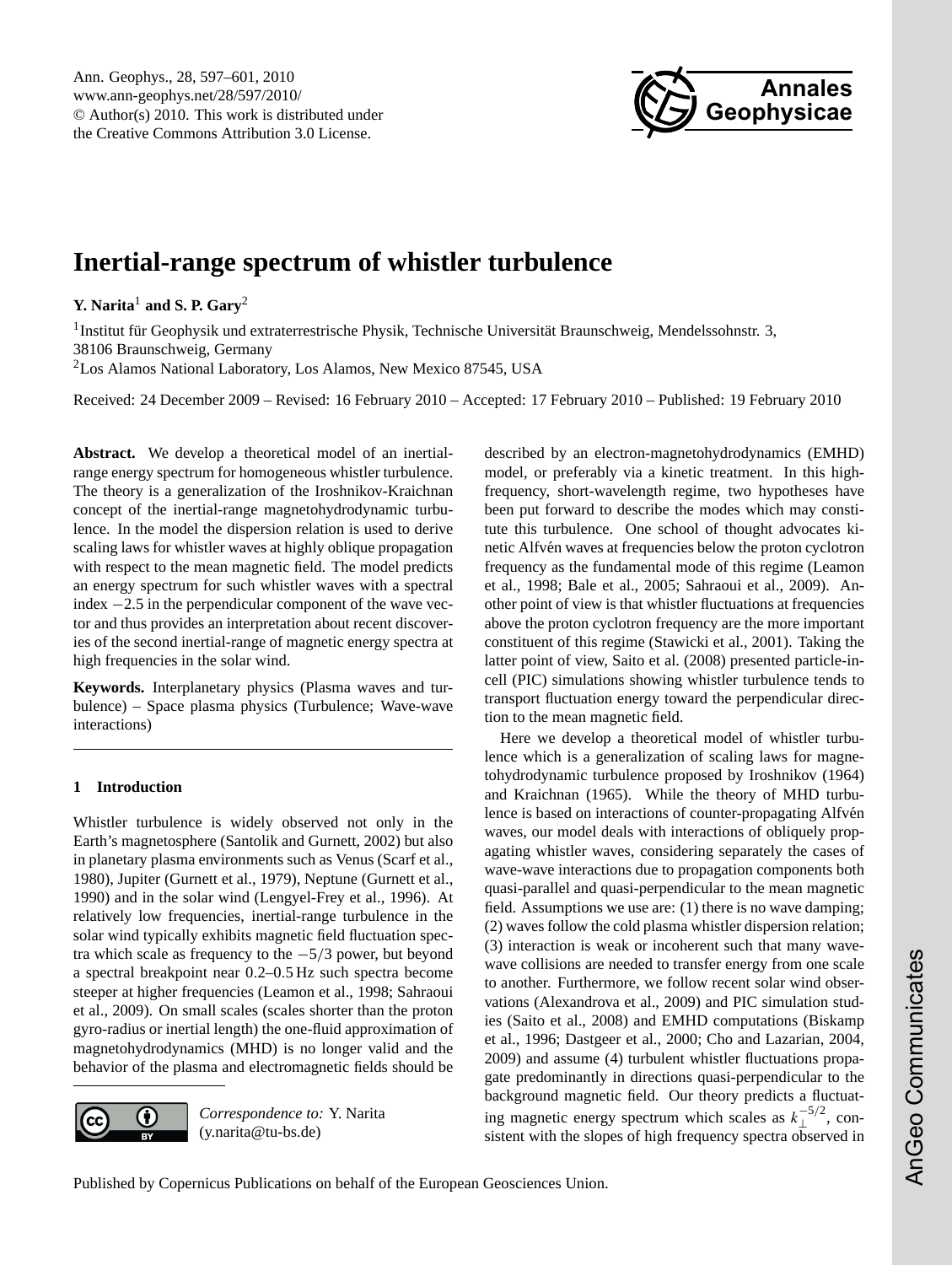# Inertial-range spectrum of whistler turbulence

**Y. Narita**[1] **and S. P. Gary**[2]

[1]Institut für Geophysik und extraterrestrische Physik, Technische Universität Braunschweig, Mendelssohnstr. 3, 38106 Braunschweig, Germany

[2]Los Alamos National Laboratory, Los Alamos, New Mexico 87545, USA

Received: 24 December 2009 – Revised: 16 February 2010 – Accepted: 17 February 2010 – Published: 19 February 2010

**Abstract.** We develop a theoretical model of an inertial-range energy spectrum for homogeneous whistler turbulence. The theory is a generalization of the Iroshnikov-Kraichnan concept of the inertial-range magnetohydrodynamic turbulence. In the model the dispersion relation is used to derive scaling laws for whistler waves at highly oblique propagation with respect to the mean magnetic field. The model predicts an energy spectrum for such whistler waves with a spectral index $-2.5$ in the perpendicular component of the wave vector and thus provides an interpretation about recent discoveries of the second inertial-range of magnetic energy spectra at high frequencies in the solar wind.

**Keywords.** Interplanetary physics (Plasma waves and turbulence) – Space plasma physics (Turbulence; Wave-wave interactions)

## 1 Introduction

Whistler turbulence is widely observed not only in the Earth's magnetosphere (Santolik and Gurnett, 2002) but also in planetary plasma environments such as Venus (Scarf et al., 1980), Jupiter (Gurnett et al., 1979), Neptune (Gurnett et al., 1990) and in the solar wind (Lengyel-Frey et al., 1996). At relatively low frequencies, inertial-range turbulence in the solar wind typically exhibits magnetic field fluctuation spectra which scale as frequency to the $-5/3$ power, but beyond a spectral breakpoint near 0.2–0.5 Hz such spectra become steeper at higher frequencies (Leamon et al., 1998; Sahraoui et al., 2009). On small scales (scales shorter than the proton gyro-radius or inertial length) the one-fluid approximation of magnetohydrodynamics (MHD) is no longer valid and the behavior of the plasma and electromagnetic fields should be described by an electron-magnetohydrodynamics (EMHD) model, or preferably via a kinetic treatment. In this high-frequency, short-wavelength regime, two hypotheses have been put forward to describe the modes which may constitute this turbulence. One school of thought advocates kinetic Alfvén waves at frequencies below the proton cyclotron frequency as the fundamental mode of this regime (Leamon et al., 1998; Bale et al., 2005; Sahraoui et al., 2009). Another point of view is that whistler fluctuations at frequencies above the proton cyclotron frequency are the more important constituent of this regime (Stawicki et al., 2001). Taking the latter point of view, Saito et al. (2008) presented particle-in-cell (PIC) simulations showing whistler turbulence tends to transport fluctuation energy toward the perpendicular direction to the mean magnetic field.

Here we develop a theoretical model of whistler turbulence which is a generalization of scaling laws for magnetohydrodynamic turbulence proposed by Iroshnikov (1964) and Kraichnan (1965). While the theory of MHD turbulence is based on interactions of counter-propagating Alfvén waves, our model deals with interactions of obliquely propagating whistler waves, considering separately the cases of wave-wave interactions due to propagation components both quasi-parallel and quasi-perpendicular to the mean magnetic field. Assumptions we use are: (1) there is no wave damping; (2) waves follow the cold plasma whistler dispersion relation; (3) interaction is weak or incoherent such that many wave-wave collisions are needed to transfer energy from one scale to another. Furthermore, we follow recent solar wind observations (Alexandrova et al., 2009) and PIC simulation studies (Saito et al., 2008) and EMHD computations (Biskamp et al., 1996; Dastgeer et al., 2000; Cho and Lazarian, 2004, 2009) and assume (4) turbulent whistler fluctuations propagate predominantly in directions quasi-perpendicular to the background magnetic field. Our theory predicts a fluctuating magnetic energy spectrum which scales as $k_\perp^{-5/2}$, consistent with the slopes of high frequency spectra observed in

*Correspondence to:* Y. Narita (y.narita@tu-bs.de)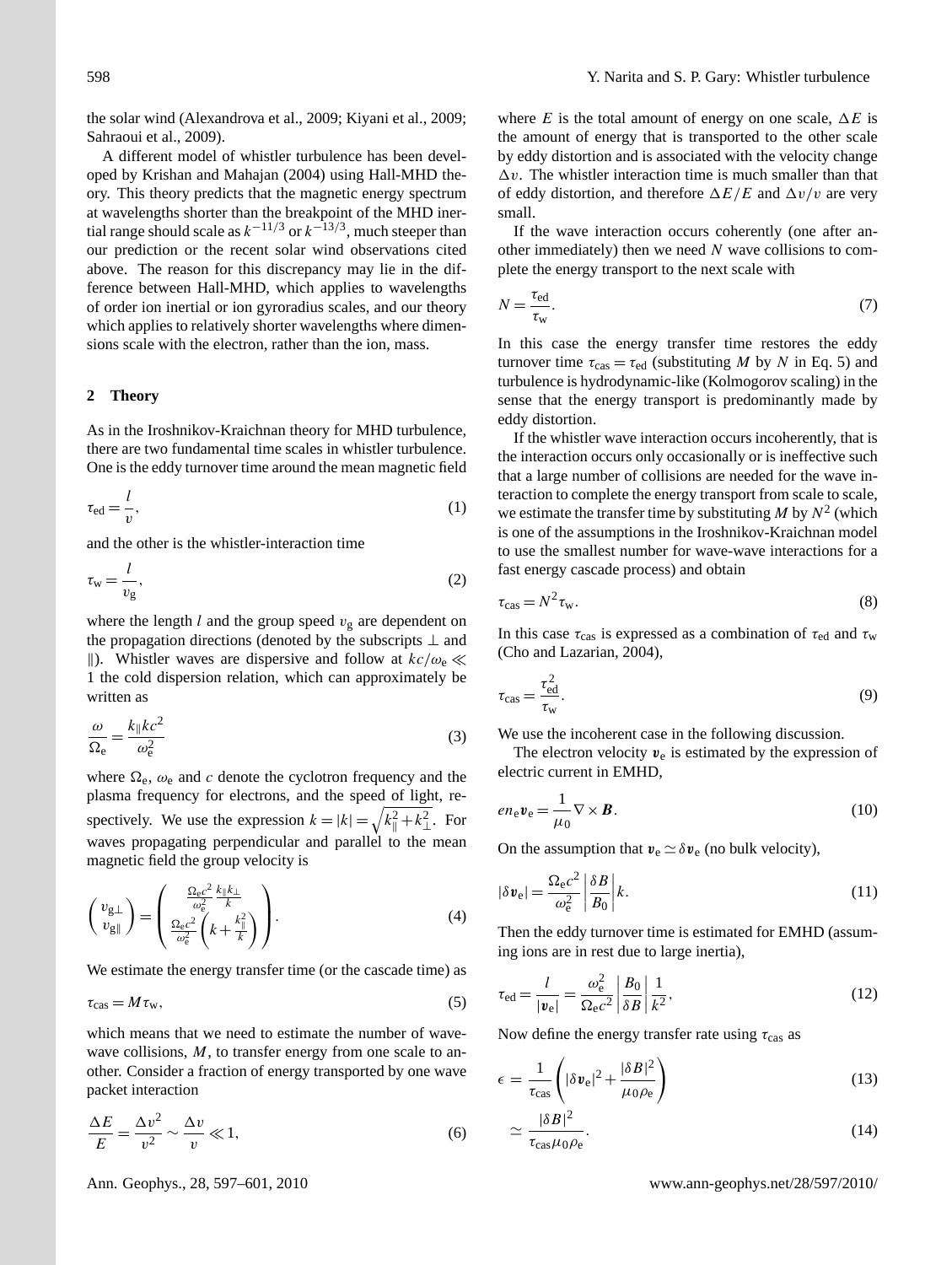the solar wind (Alexandrova et al., 2009; Kiyani et al., 2009; Sahraoui et al., 2009).

A different model of whistler turbulence has been developed by Krishan and Mahajan (2004) using Hall-MHD theory. This theory predicts that the magnetic energy spectrum at wavelengths shorter than the breakpoint of the MHD inertial range should scale as $k^{-11/3}$ or $k^{-13/3}$, much steeper than our prediction or the recent solar wind observations cited above. The reason for this discrepancy may lie in the difference between Hall-MHD, which applies to wavelengths of order ion inertial or ion gyroradius scales, and our theory which applies to relatively shorter wavelengths where dimensions scale with the electron, rather than the ion, mass.

## 2 Theory

As in the Iroshnikov-Kraichnan theory for MHD turbulence, there are two fundamental time scales in whistler turbulence. One is the eddy turnover time around the mean magnetic field

$$\tau_{\rm ed} = \frac{l}{v}, \tag{1}$$

and the other is the whistler-interaction time

$$\tau_{\rm w} = \frac{l}{v_{\rm g}}, \tag{2}$$

where the length $l$ and the group speed $v_{\rm g}$ are dependent on the propagation directions (denoted by the subscripts $\perp$ and $\|$). Whistler waves are dispersive and follow at $kc/\omega_{\rm e} \ll 1$ the cold dispersion relation, which can approximately be written as

$$\frac{\omega}{\Omega_{\rm e}} = \frac{k_\| k c^2}{\omega_{\rm e}^2} \tag{3}$$

where $\Omega_{\rm e}$, $\omega_{\rm e}$ and $c$ denote the cyclotron frequency and the plasma frequency for electrons, and the speed of light, respectively. We use the expression $k = |k| = \sqrt{k_\|^2 + k_\perp^2}$. For waves propagating perpendicular and parallel to the mean magnetic field the group velocity is

$$\begin{pmatrix} v_{\rm g\perp} \\ v_{\rm g\|} \end{pmatrix} = \begin{pmatrix} \frac{\Omega_{\rm e} c^2}{\omega_{\rm e}^2} \frac{k_\| k_\perp}{k} \\ \frac{\Omega_{\rm e} c^2}{\omega_{\rm e}^2} \left( k + \frac{k_\|^2}{k} \right) \end{pmatrix}. \tag{4}$$

We estimate the energy transfer time (or the cascade time) as

$$\tau_{\rm cas} = M \tau_{\rm w}, \tag{5}$$

which means that we need to estimate the number of wave-wave collisions, $M$, to transfer energy from one scale to another. Consider a fraction of energy transported by one wave packet interaction

$$\frac{\Delta E}{E} = \frac{\Delta v^2}{v^2} \sim \frac{\Delta v}{v} \ll 1, \tag{6}$$

where $E$ is the total amount of energy on one scale, $\Delta E$ is the amount of energy that is transported to the other scale by eddy distortion and is associated with the velocity change $\Delta v$. The whistler interaction time is much smaller than that of eddy distortion, and therefore $\Delta E/E$ and $\Delta v/v$ are very small.

If the wave interaction occurs coherently (one after another immediately) then we need $N$ wave collisions to complete the energy transport to the next scale with

$$N = \frac{\tau_{\rm ed}}{\tau_{\rm w}}. \tag{7}$$

In this case the energy transfer time restores the eddy turnover time $\tau_{\rm cas} = \tau_{\rm ed}$ (substituting $M$ by $N$ in Eq. 5) and turbulence is hydrodynamic-like (Kolmogorov scaling) in the sense that the energy transport is predominantly made by eddy distortion.

If the whistler wave interaction occurs incoherently, that is the interaction occurs only occasionally or is ineffective such that a large number of collisions are needed for the wave interaction to complete the energy transport from scale to scale, we estimate the transfer time by substituting $M$ by $N^2$ (which is one of the assumptions in the Iroshnikov-Kraichnan model to use the smallest number for wave-wave interactions for a fast energy cascade process) and obtain

$$\tau_{\rm cas} = N^2 \tau_{\rm w}. \tag{8}$$

In this case $\tau_{\rm cas}$ is expressed as a combination of $\tau_{\rm ed}$ and $\tau_{\rm w}$ (Cho and Lazarian, 2004),

$$\tau_{\rm cas} = \frac{\tau_{\rm ed}^2}{\tau_{\rm w}}. \tag{9}$$

We use the incoherent case in the following discussion.

The electron velocity $\boldsymbol{v}_{\rm e}$ is estimated by the expression of electric current in EMHD,

$$e n_{\rm e} \boldsymbol{v}_{\rm e} = \frac{1}{\mu_0} \nabla \times \boldsymbol{B}. \tag{10}$$

On the assumption that $\boldsymbol{v}_{\rm e} \simeq \delta \boldsymbol{v}_{\rm e}$ (no bulk velocity),

$$|\delta \boldsymbol{v}_{\rm e}| = \frac{\Omega_{\rm e} c^2}{\omega_{\rm e}^2} \left| \frac{\delta B}{B_0} \right| k. \tag{11}$$

Then the eddy turnover time is estimated for EMHD (assuming ions are in rest due to large inertia),

$$\tau_{\rm ed} = \frac{l}{|\boldsymbol{v}_{\rm e}|} = \frac{\omega_{\rm e}^2}{\Omega_{\rm e} c^2} \left| \frac{B_0}{\delta B} \right| \frac{1}{k^2}, \tag{12}$$

Now define the energy transfer rate using $\tau_{\rm cas}$ as

$$\epsilon = \frac{1}{\tau_{\rm cas}} \left( |\delta \boldsymbol{v}_{\rm e}|^2 + \frac{|\delta B|^2}{\mu_0 \rho_{\rm e}} \right) \tag{13}$$

$$\simeq \frac{|\delta B|^2}{\tau_{\rm cas} \mu_0 \rho_{\rm e}}. \tag{14}$$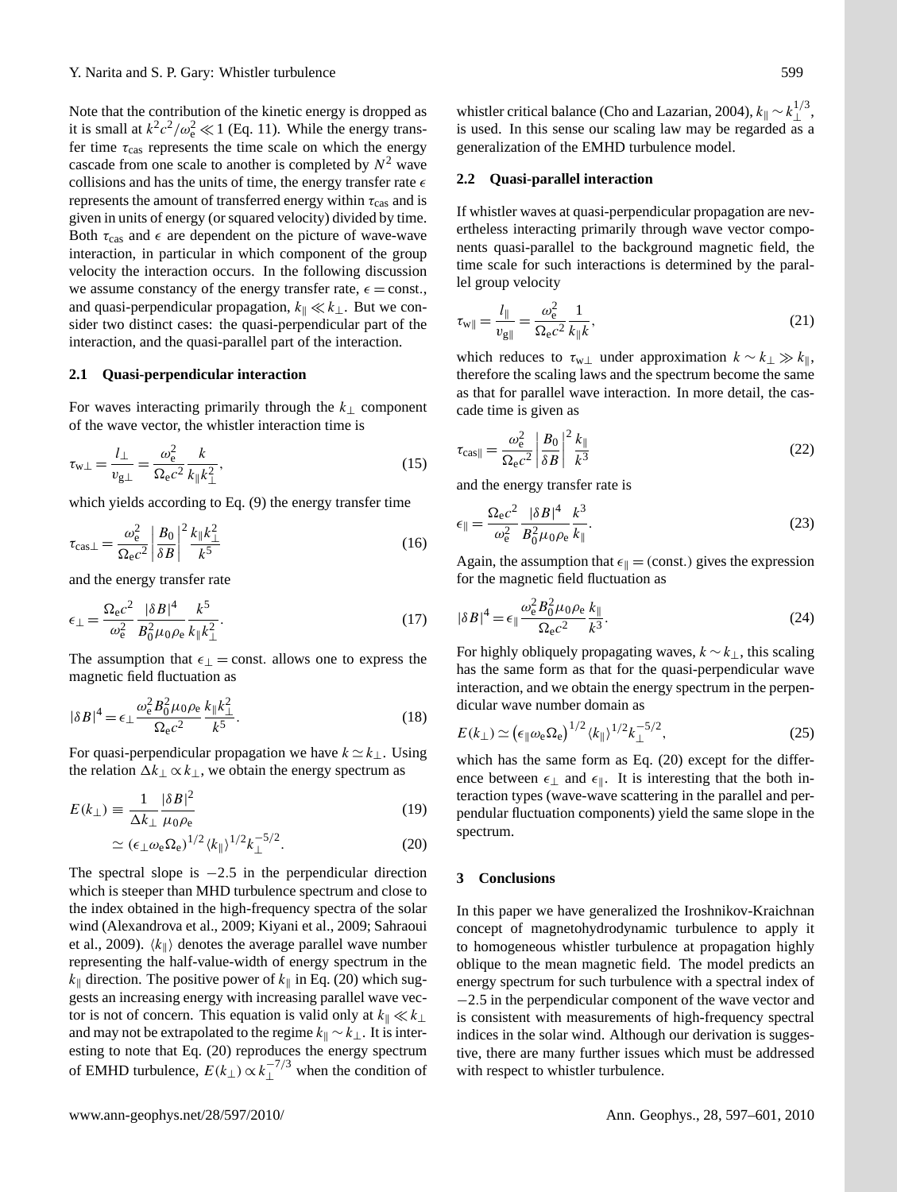Note that the contribution of the kinetic energy is dropped as it is small at $k^2c^2/\omega_e^2 \ll 1$ (Eq. 11). While the energy transfer time $\tau_{cas}$ represents the time scale on which the energy cascade from one scale to another is completed by $N^2$ wave collisions and has the units of time, the energy transfer rate $\epsilon$ represents the amount of transferred energy within $\tau_{cas}$ and is given in units of energy (or squared velocity) divided by time. Both $\tau_{cas}$ and $\epsilon$ are dependent on the picture of wave-wave interaction, in particular in which component of the group velocity the interaction occurs. In the following discussion we assume constancy of the energy transfer rate, $\epsilon = \text{const.}$, and quasi-perpendicular propagation, $k_\parallel \ll k_\perp$. But we consider two distinct cases: the quasi-perpendicular part of the interaction, and the quasi-parallel part of the interaction.

### 2.1 Quasi-perpendicular interaction

For waves interacting primarily through the $k_\perp$ component of the wave vector, the whistler interaction time is

$$\tau_{w\perp} = \frac{l_\perp}{v_{g\perp}} = \frac{\omega_e^2}{\Omega_e c^2} \frac{k}{k_\parallel k_\perp^2}, \tag{15}$$

which yields according to Eq. (9) the energy transfer time

$$\tau_{cas\perp} = \frac{\omega_e^2}{\Omega_e c^2} \left| \frac{B_0}{\delta B} \right|^2 \frac{k_\parallel k_\perp^2}{k^5} \tag{16}$$

and the energy transfer rate

$$\epsilon_\perp = \frac{\Omega_e c^2}{\omega_e^2} \frac{|\delta B|^4}{B_0^2 \mu_0 \rho_e} \frac{k^5}{k_\parallel k_\perp^2}. \tag{17}$$

The assumption that $\epsilon_\perp = \text{const.}$ allows one to express the magnetic field fluctuation as

$$|\delta B|^4 = \epsilon_\perp \frac{\omega_e^2 B_0^2 \mu_0 \rho_e}{\Omega_e c^2} \frac{k_\parallel k_\perp^2}{k^5}. \tag{18}$$

For quasi-perpendicular propagation we have $k \simeq k_\perp$. Using the relation $\Delta k_\perp \propto k_\perp$, we obtain the energy spectrum as

$$E(k_\perp) \equiv \frac{1}{\Delta k_\perp} \frac{|\delta B|^2}{\mu_0 \rho_e} \tag{19}$$

$$\simeq (\epsilon_\perp \omega_e \Omega_e)^{1/2} \langle k_\parallel \rangle^{1/2} k_\perp^{-5/2}. \tag{20}$$

The spectral slope is $-2.5$ in the perpendicular direction which is steeper than MHD turbulence spectrum and close to the index obtained in the high-frequency spectra of the solar wind (Alexandrova et al., 2009; Kiyani et al., 2009; Sahraoui et al., 2009). $\langle k_\parallel \rangle$ denotes the average parallel wave number representing the half-value-width of energy spectrum in the $k_\parallel$ direction. The positive power of $k_\parallel$ in Eq. (20) which suggests an increasing energy with increasing parallel wave vector is not of concern. This equation is valid only at $k_\parallel \ll k_\perp$ and may not be extrapolated to the regime $k_\parallel \sim k_\perp$. It is interesting to note that Eq. (20) reproduces the energy spectrum of EMHD turbulence, $E(k_\perp) \propto k_\perp^{-7/3}$ when the condition of whistler critical balance (Cho and Lazarian, 2004), $k_\parallel \sim k_\perp^{1/3}$, is used. In this sense our scaling law may be regarded as a generalization of the EMHD turbulence model.

### 2.2 Quasi-parallel interaction

If whistler waves at quasi-perpendicular propagation are nevertheless interacting primarily through wave vector components quasi-parallel to the background magnetic field, the time scale for such interactions is determined by the parallel group velocity

$$\tau_{w\parallel} = \frac{l_\parallel}{v_{g\parallel}} = \frac{\omega_e^2}{\Omega_e c^2} \frac{1}{k_\parallel k}, \tag{21}$$

which reduces to $\tau_{w\perp}$ under approximation $k \sim k_\perp \gg k_\parallel$, therefore the scaling laws and the spectrum become the same as that for parallel wave interaction. In more detail, the cascade time is given as

$$\tau_{cas\parallel} = \frac{\omega_e^2}{\Omega_e c^2} \left| \frac{B_0}{\delta B} \right|^2 \frac{k_\parallel}{k^3} \tag{22}$$

and the energy transfer rate is

$$\epsilon_\parallel = \frac{\Omega_e c^2}{\omega_e^2} \frac{|\delta B|^4}{B_0^2 \mu_0 \rho_e} \frac{k^3}{k_\parallel}. \tag{23}$$

Again, the assumption that $\epsilon_\parallel = (\text{const.})$ gives the expression for the magnetic field fluctuation as

$$|\delta B|^4 = \epsilon_\parallel \frac{\omega_e^2 B_0^2 \mu_0 \rho_e}{\Omega_e c^2} \frac{k_\parallel}{k^3}. \tag{24}$$

For highly obliquely propagating waves, $k \sim k_\perp$, this scaling has the same form as that for the quasi-perpendicular wave interaction, and we obtain the energy spectrum in the perpendicular wave number domain as

$$E(k_\perp) \simeq \left(\epsilon_\parallel \omega_e \Omega_e\right)^{1/2} \langle k_\parallel \rangle^{1/2} k_\perp^{-5/2}, \tag{25}$$

which has the same form as Eq. (20) except for the difference between $\epsilon_\perp$ and $\epsilon_\parallel$. It is interesting that the both interaction types (wave-wave scattering in the parallel and perpendular fluctuation components) yield the same slope in the spectrum.

## 3 Conclusions

In this paper we have generalized the Iroshnikov-Kraichnan concept of magnetohydrodynamic turbulence to apply it to homogeneous whistler turbulence at propagation highly oblique to the mean magnetic field. The model predicts an energy spectrum for such turbulence with a spectral index of $-2.5$ in the perpendicular component of the wave vector and is consistent with measurements of high-frequency spectral indices in the solar wind. Although our derivation is suggestive, there are many further issues which must be addressed with respect to whistler turbulence.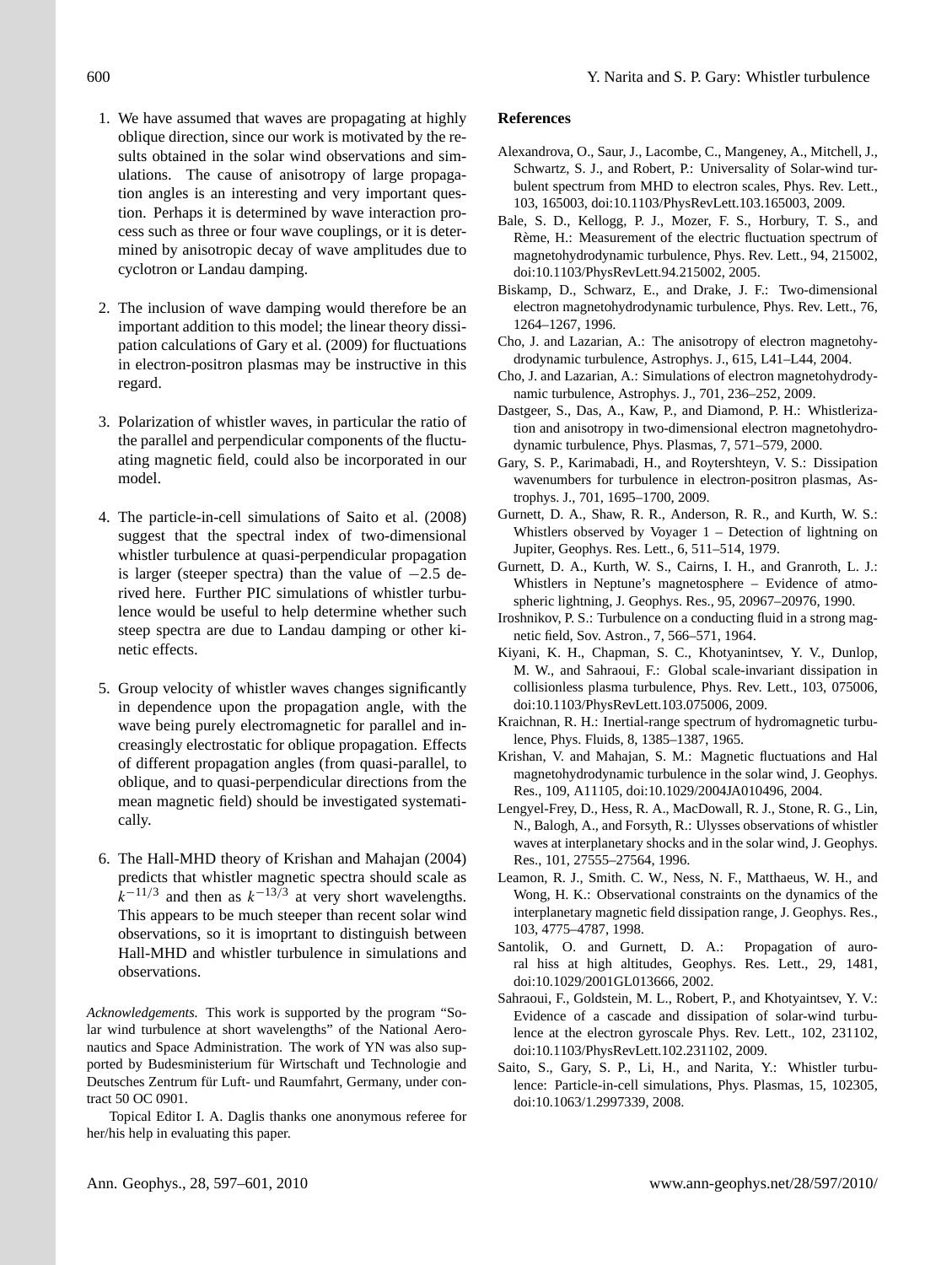1. We have assumed that waves are propagating at highly oblique direction, since our work is motivated by the results obtained in the solar wind observations and simulations. The cause of anisotropy of large propagation angles is an interesting and very important question. Perhaps it is determined by wave interaction process such as three or four wave couplings, or it is determined by anisotropic decay of wave amplitudes due to cyclotron or Landau damping.

2. The inclusion of wave damping would therefore be an important addition to this model; the linear theory dissipation calculations of Gary et al. (2009) for fluctuations in electron-positron plasmas may be instructive in this regard.

3. Polarization of whistler waves, in particular the ratio of the parallel and perpendicular components of the fluctuating magnetic field, could also be incorporated in our model.

4. The particle-in-cell simulations of Saito et al. (2008) suggest that the spectral index of two-dimensional whistler turbulence at quasi-perpendicular propagation is larger (steeper spectra) than the value of $-2.5$ derived here. Further PIC simulations of whistler turbulence would be useful to help determine whether such steep spectra are due to Landau damping or other kinetic effects.

5. Group velocity of whistler waves changes significantly in dependence upon the propagation angle, with the wave being purely electromagnetic for parallel and increasingly electrostatic for oblique propagation. Effects of different propagation angles (from quasi-parallel, to oblique, and to quasi-perpendicular directions from the mean magnetic field) should be investigated systematically.

6. The Hall-MHD theory of Krishan and Mahajan (2004) predicts that whistler magnetic spectra should scale as $k^{-11/3}$ and then as $k^{-13/3}$ at very short wavelengths. This appears to be much steeper than recent solar wind observations, so it is imoprtant to distinguish between Hall-MHD and whistler turbulence in simulations and observations.

*Acknowledgements.* This work is supported by the program "Solar wind turbulence at short wavelengths" of the National Aeronautics and Space Administration. The work of YN was also supported by Budesministerium für Wirtschaft und Technologie and Deutsches Zentrum für Luft- und Raumfahrt, Germany, under contract 50 OC 0901.

Topical Editor I. A. Daglis thanks one anonymous referee for her/his help in evaluating this paper.

## References

Alexandrova, O., Saur, J., Lacombe, C., Mangeney, A., Mitchell, J., Schwartz, S. J., and Robert, P.: Universality of Solar-wind turbulent spectrum from MHD to electron scales, Phys. Rev. Lett., 103, 165003, doi:10.1103/PhysRevLett.103.165003, 2009.

Bale, S. D., Kellogg, P. J., Mozer, F. S., Horbury, T. S., and Rème, H.: Measurement of the electric fluctuation spectrum of magnetohydrodynamic turbulence, Phys. Rev. Lett., 94, 215002, doi:10.1103/PhysRevLett.94.215002, 2005.

Biskamp, D., Schwarz, E., and Drake, J. F.: Two-dimensional electron magnetohydrodynamic turbulence, Phys. Rev. Lett., 76, 1264–1267, 1996.

Cho, J. and Lazarian, A.: The anisotropy of electron magnetohydrodynamic turbulence, Astrophys. J., 615, L41–L44, 2004.

Cho, J. and Lazarian, A.: Simulations of electron magnetohydrodynamic turbulence, Astrophys. J., 701, 236–252, 2009.

Dastgeer, S., Das, A., Kaw, P., and Diamond, P. H.: Whistlerization and anisotropy in two-dimensional electron magnetohydrodynamic turbulence, Phys. Plasmas, 7, 571–579, 2000.

Gary, S. P., Karimabadi, H., and Roytershteyn, V. S.: Dissipation wavenumbers for turbulence in electron-positron plasmas, Astrophys. J., 701, 1695–1700, 2009.

Gurnett, D. A., Shaw, R. R., Anderson, R. R., and Kurth, W. S.: Whistlers observed by Voyager 1 – Detection of lightning on Jupiter, Geophys. Res. Lett., 6, 511–514, 1979.

Gurnett, D. A., Kurth, W. S., Cairns, I. H., and Granroth, L. J.: Whistlers in Neptune's magnetosphere – Evidence of atmospheric lightning, J. Geophys. Res., 95, 20967–20976, 1990.

Iroshnikov, P. S.: Turbulence on a conducting fluid in a strong magnetic field, Sov. Astron., 7, 566–571, 1964.

Kiyani, K. H., Chapman, S. C., Khotyanintsev, Y. V., Dunlop, M. W., and Sahraoui, F.: Global scale-invariant dissipation in collisionless plasma turbulence, Phys. Rev. Lett., 103, 075006, doi:10.1103/PhysRevLett.103.075006, 2009.

Kraichnan, R. H.: Inertial-range spectrum of hydromagnetic turbulence, Phys. Fluids, 8, 1385–1387, 1965.

Krishan, V. and Mahajan, S. M.: Magnetic fluctuations and Hal magnetohydrodynamic turbulence in the solar wind, J. Geophys. Res., 109, A11105, doi:10.1029/2004JA010496, 2004.

Lengyel-Frey, D., Hess, R. A., MacDowall, R. J., Stone, R. G., Lin, N., Balogh, A., and Forsyth, R.: Ulysses observations of whistler waves at interplanetary shocks and in the solar wind, J. Geophys. Res., 101, 27555–27564, 1996.

Leamon, R. J., Smith. C. W., Ness, N. F., Matthaeus, W. H., and Wong, H. K.: Observational constraints on the dynamics of the interplanetary magnetic field dissipation range, J. Geophys. Res., 103, 4775–4787, 1998.

Santolik, O. and Gurnett, D. A.: Propagation of auroral hiss at high altitudes, Geophys. Res. Lett., 29, 1481, doi:10.1029/2001GL013666, 2002.

Sahraoui, F., Goldstein, M. L., Robert, P., and Khotyaintsev, Y. V.: Evidence of a cascade and dissipation of solar-wind turbulence at the electron gyroscale Phys. Rev. Lett., 102, 231102, doi:10.1103/PhysRevLett.102.231102, 2009.

Saito, S., Gary, S. P., Li, H., and Narita, Y.: Whistler turbulence: Particle-in-cell simulations, Phys. Plasmas, 15, 102305, doi:10.1063/1.2997339, 2008.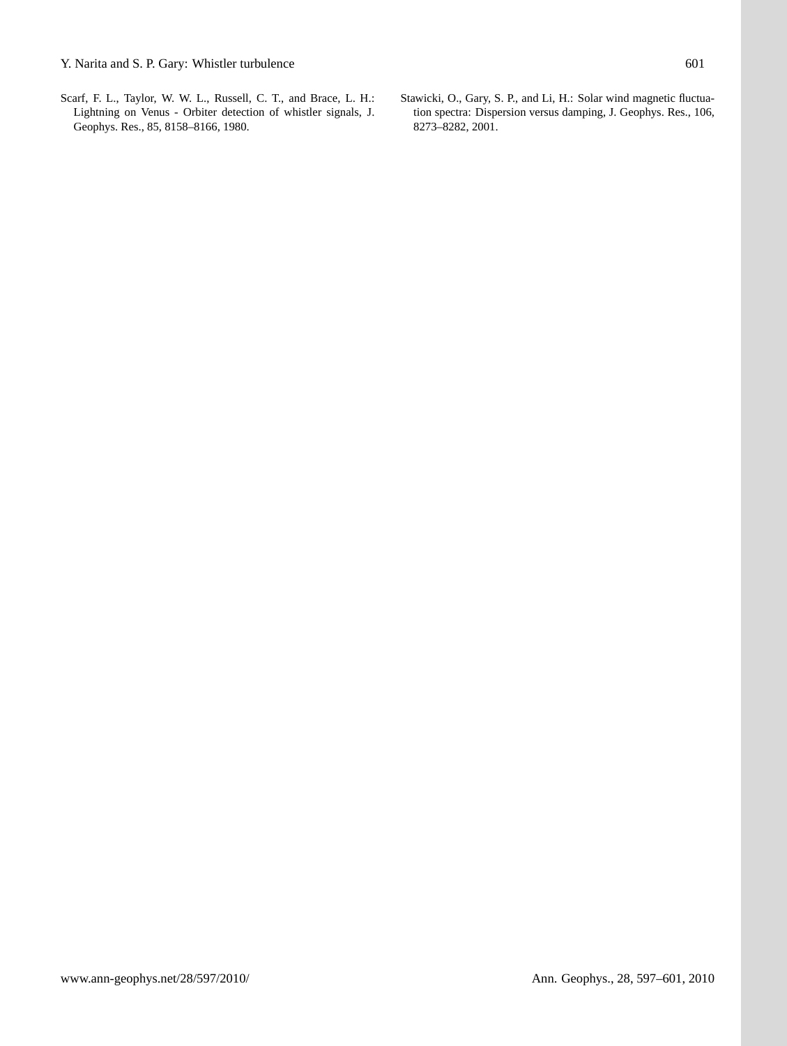Scarf, F. L., Taylor, W. W. L., Russell, C. T., and Brace, L. H.: Lightning on Venus - Orbiter detection of whistler signals, J. Geophys. Res., 85, 8158–8166, 1980.

Stawicki, O., Gary, S. P., and Li, H.: Solar wind magnetic fluctuation spectra: Dispersion versus damping, J. Geophys. Res., 106, 8273–8282, 2001.